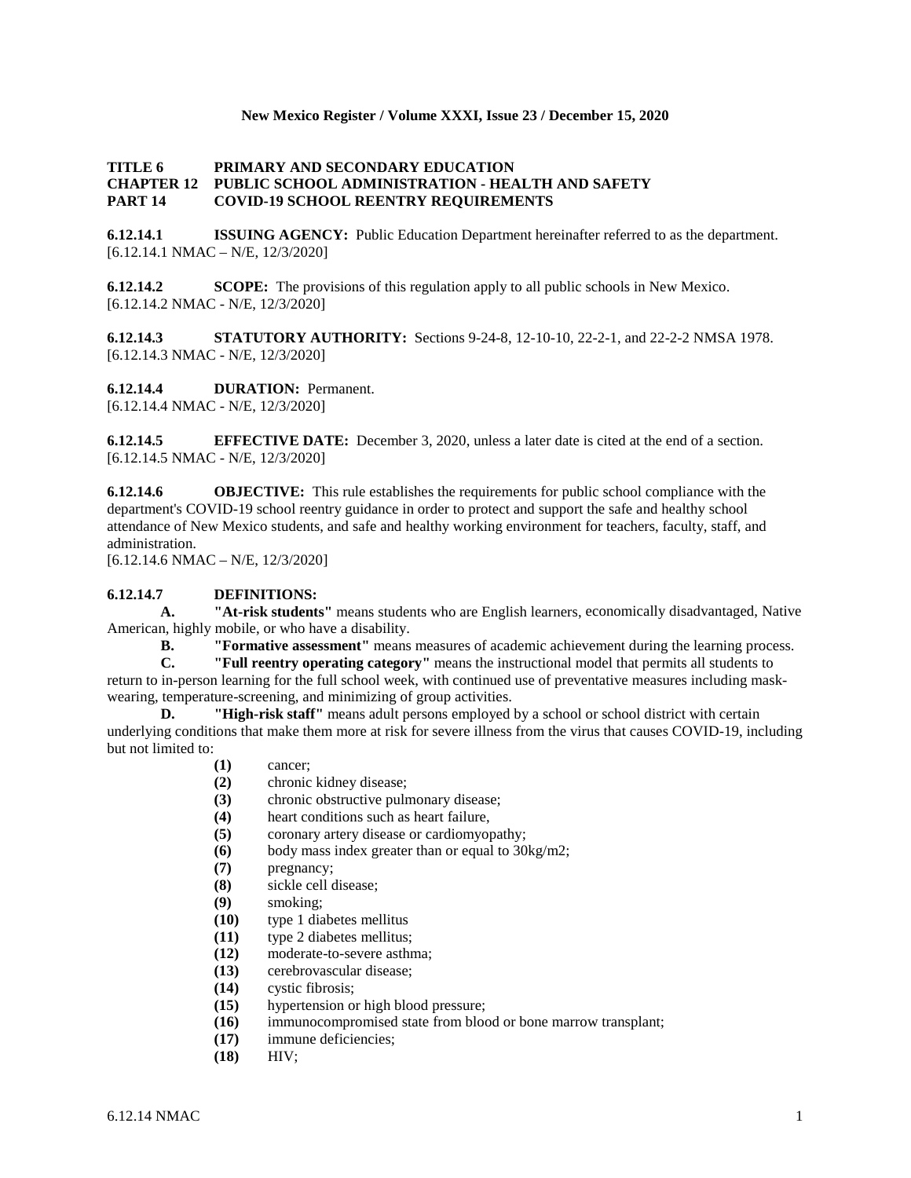**New Mexico Register / Volume XXXI, Issue 23 / December 15, 2020**

# TITLE 6 PRIMARY AND SECONDARY EDUCATION
## CHAPTER 12 PUBLIC SCHOOL ADMINISTRATION - HEALTH AND SAFETY
## PART 14 COVID-19 SCHOOL REENTRY REQUIREMENTS

**6.12.14.1 ISSUING AGENCY:** Public Education Department hereinafter referred to as the department.
[6.12.14.1 NMAC – N/E, 12/3/2020]

**6.12.14.2 SCOPE:** The provisions of this regulation apply to all public schools in New Mexico.
[6.12.14.2 NMAC - N/E, 12/3/2020]

**6.12.14.3 STATUTORY AUTHORITY:** Sections 9-24-8, 12-10-10, 22-2-1, and 22-2-2 NMSA 1978.
[6.12.14.3 NMAC - N/E, 12/3/2020]

**6.12.14.4 DURATION:** Permanent.
[6.12.14.4 NMAC - N/E, 12/3/2020]

**6.12.14.5 EFFECTIVE DATE:** December 3, 2020, unless a later date is cited at the end of a section.
[6.12.14.5 NMAC - N/E, 12/3/2020]

**6.12.14.6 OBJECTIVE:** This rule establishes the requirements for public school compliance with the department's COVID-19 school reentry guidance in order to protect and support the safe and healthy school attendance of New Mexico students, and safe and healthy working environment for teachers, faculty, staff, and administration.
[6.12.14.6 NMAC – N/E, 12/3/2020]

**6.12.14.7 DEFINITIONS:**

**A. "At-risk students"** means students who are English learners, economically disadvantaged, Native American, highly mobile, or who have a disability.

**B. "Formative assessment"** means measures of academic achievement during the learning process.

**C. "Full reentry operating category"** means the instructional model that permits all students to return to in-person learning for the full school week, with continued use of preventative measures including mask-wearing, temperature-screening, and minimizing of group activities.

**D. "High-risk staff"** means adult persons employed by a school or school district with certain underlying conditions that make them more at risk for severe illness from the virus that causes COVID-19, including but not limited to:

**(1)** cancer;
**(2)** chronic kidney disease;
**(3)** chronic obstructive pulmonary disease;
**(4)** heart conditions such as heart failure,
**(5)** coronary artery disease or cardiomyopathy;
**(6)** body mass index greater than or equal to 30kg/m2;
**(7)** pregnancy;
**(8)** sickle cell disease;
**(9)** smoking;
**(10)** type 1 diabetes mellitus
**(11)** type 2 diabetes mellitus;
**(12)** moderate-to-severe asthma;
**(13)** cerebrovascular disease;
**(14)** cystic fibrosis;
**(15)** hypertension or high blood pressure;
**(16)** immunocompromised state from blood or bone marrow transplant;
**(17)** immune deficiencies;
**(18)** HIV;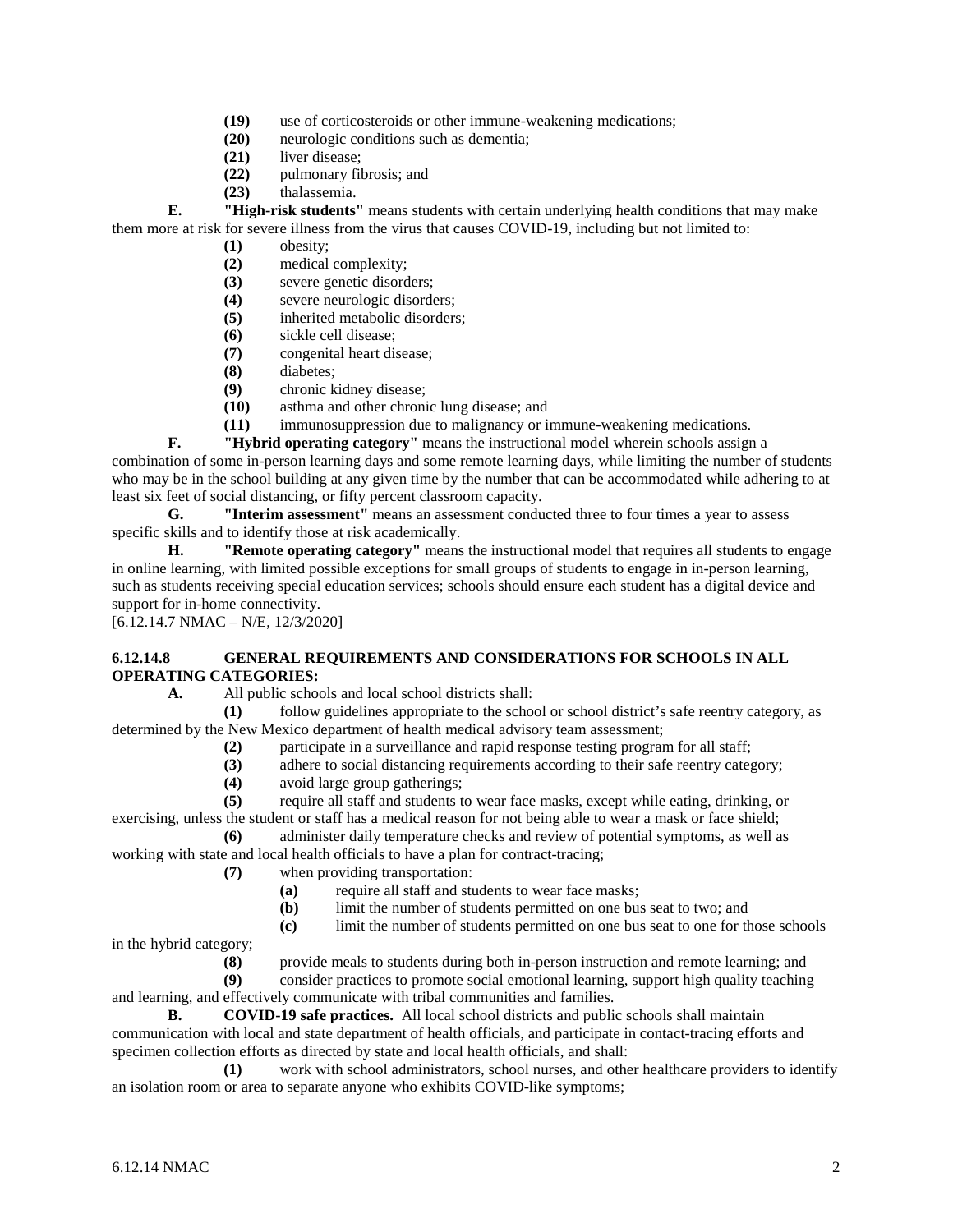**(19)** use of corticosteroids or other immune-weakening medications;

**(20)** neurologic conditions such as dementia;

**(21)** liver disease;

**(22)** pulmonary fibrosis; and

**(23)** thalassemia.

**E. "High-risk students"** means students with certain underlying health conditions that may make them more at risk for severe illness from the virus that causes COVID-19, including but not limited to:

**(1)** obesity;

**(2)** medical complexity;

**(3)** severe genetic disorders;

**(4)** severe neurologic disorders;

**(5)** inherited metabolic disorders;

**(6)** sickle cell disease;

**(7)** congenital heart disease;

**(8)** diabetes;

**(9)** chronic kidney disease;

**(10)** asthma and other chronic lung disease; and

**(11)** immunosuppression due to malignancy or immune-weakening medications.

**F. "Hybrid operating category"** means the instructional model wherein schools assign a combination of some in-person learning days and some remote learning days, while limiting the number of students who may be in the school building at any given time by the number that can be accommodated while adhering to at least six feet of social distancing, or fifty percent classroom capacity.

**G. "Interim assessment"** means an assessment conducted three to four times a year to assess specific skills and to identify those at risk academically.

**H. "Remote operating category"** means the instructional model that requires all students to engage in online learning, with limited possible exceptions for small groups of students to engage in in-person learning, such as students receiving special education services; schools should ensure each student has a digital device and support for in-home connectivity.

[6.12.14.7 NMAC – N/E, 12/3/2020]

## 6.12.14.8 GENERAL REQUIREMENTS AND CONSIDERATIONS FOR SCHOOLS IN ALL OPERATING CATEGORIES:

**A.** All public schools and local school districts shall:

**(1)** follow guidelines appropriate to the school or school district's safe reentry category, as determined by the New Mexico department of health medical advisory team assessment;

**(2)** participate in a surveillance and rapid response testing program for all staff;

**(3)** adhere to social distancing requirements according to their safe reentry category;

**(4)** avoid large group gatherings;

**(5)** require all staff and students to wear face masks, except while eating, drinking, or exercising, unless the student or staff has a medical reason for not being able to wear a mask or face shield;

**(6)** administer daily temperature checks and review of potential symptoms, as well as working with state and local health officials to have a plan for contract-tracing;

**(7)** when providing transportation:

**(a)** require all staff and students to wear face masks;

**(b)** limit the number of students permitted on one bus seat to two; and

**(c)** limit the number of students permitted on one bus seat to one for those schools in the hybrid category;

**(8)** provide meals to students during both in-person instruction and remote learning; and

**(9)** consider practices to promote social emotional learning, support high quality teaching and learning, and effectively communicate with tribal communities and families.

**B. COVID-19 safe practices.** All local school districts and public schools shall maintain communication with local and state department of health officials, and participate in contact-tracing efforts and specimen collection efforts as directed by state and local health officials, and shall:

**(1)** work with school administrators, school nurses, and other healthcare providers to identify an isolation room or area to separate anyone who exhibits COVID-like symptoms;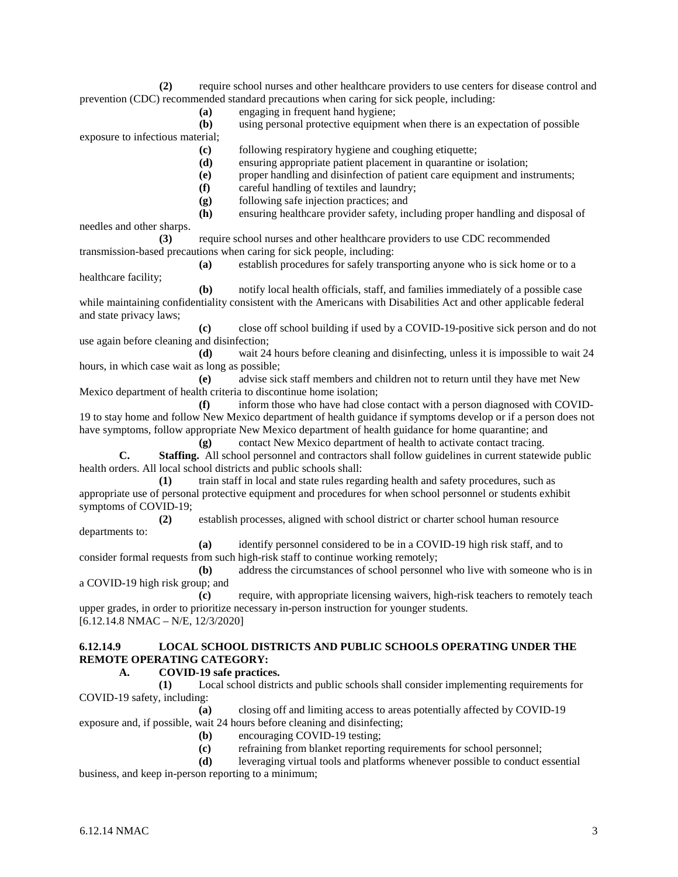**(2)** require school nurses and other healthcare providers to use centers for disease control and prevention (CDC) recommended standard precautions when caring for sick people, including:

**(a)** engaging in frequent hand hygiene;

**(b)** using personal protective equipment when there is an expectation of possible exposure to infectious material;

**(c)** following respiratory hygiene and coughing etiquette;

**(d)** ensuring appropriate patient placement in quarantine or isolation;

**(e)** proper handling and disinfection of patient care equipment and instruments;

**(f)** careful handling of textiles and laundry;

**(g)** following safe injection practices; and

**(h)** ensuring healthcare provider safety, including proper handling and disposal of needles and other sharps.

**(3)** require school nurses and other healthcare providers to use CDC recommended transmission-based precautions when caring for sick people, including:

**(a)** establish procedures for safely transporting anyone who is sick home or to a healthcare facility;

**(b)** notify local health officials, staff, and families immediately of a possible case while maintaining confidentiality consistent with the Americans with Disabilities Act and other applicable federal and state privacy laws;

**(c)** close off school building if used by a COVID-19-positive sick person and do not use again before cleaning and disinfection;

**(d)** wait 24 hours before cleaning and disinfecting, unless it is impossible to wait 24 hours, in which case wait as long as possible;

**(e)** advise sick staff members and children not to return until they have met New Mexico department of health criteria to discontinue home isolation;

**(f)** inform those who have had close contact with a person diagnosed with COVID-19 to stay home and follow New Mexico department of health guidance if symptoms develop or if a person does not have symptoms, follow appropriate New Mexico department of health guidance for home quarantine; and

**(g)** contact New Mexico department of health to activate contact tracing.

**C. Staffing.** All school personnel and contractors shall follow guidelines in current statewide public health orders. All local school districts and public schools shall:

**(1)** train staff in local and state rules regarding health and safety procedures, such as appropriate use of personal protective equipment and procedures for when school personnel or students exhibit symptoms of COVID-19;

**(2)** establish processes, aligned with school district or charter school human resource departments to:

**(a)** identify personnel considered to be in a COVID-19 high risk staff, and to consider formal requests from such high-risk staff to continue working remotely;

**(b)** address the circumstances of school personnel who live with someone who is in a COVID-19 high risk group; and

**(c)** require, with appropriate licensing waivers, high-risk teachers to remotely teach upper grades, in order to prioritize necessary in-person instruction for younger students.

[6.12.14.8 NMAC – N/E, 12/3/2020]

**6.12.14.9 LOCAL SCHOOL DISTRICTS AND PUBLIC SCHOOLS OPERATING UNDER THE REMOTE OPERATING CATEGORY:**

**A. COVID-19 safe practices.**

**(1)** Local school districts and public schools shall consider implementing requirements for COVID-19 safety, including:

**(a)** closing off and limiting access to areas potentially affected by COVID-19 exposure and, if possible, wait 24 hours before cleaning and disinfecting;

**(b)** encouraging COVID-19 testing;

**(c)** refraining from blanket reporting requirements for school personnel;

**(d)** leveraging virtual tools and platforms whenever possible to conduct essential business, and keep in-person reporting to a minimum;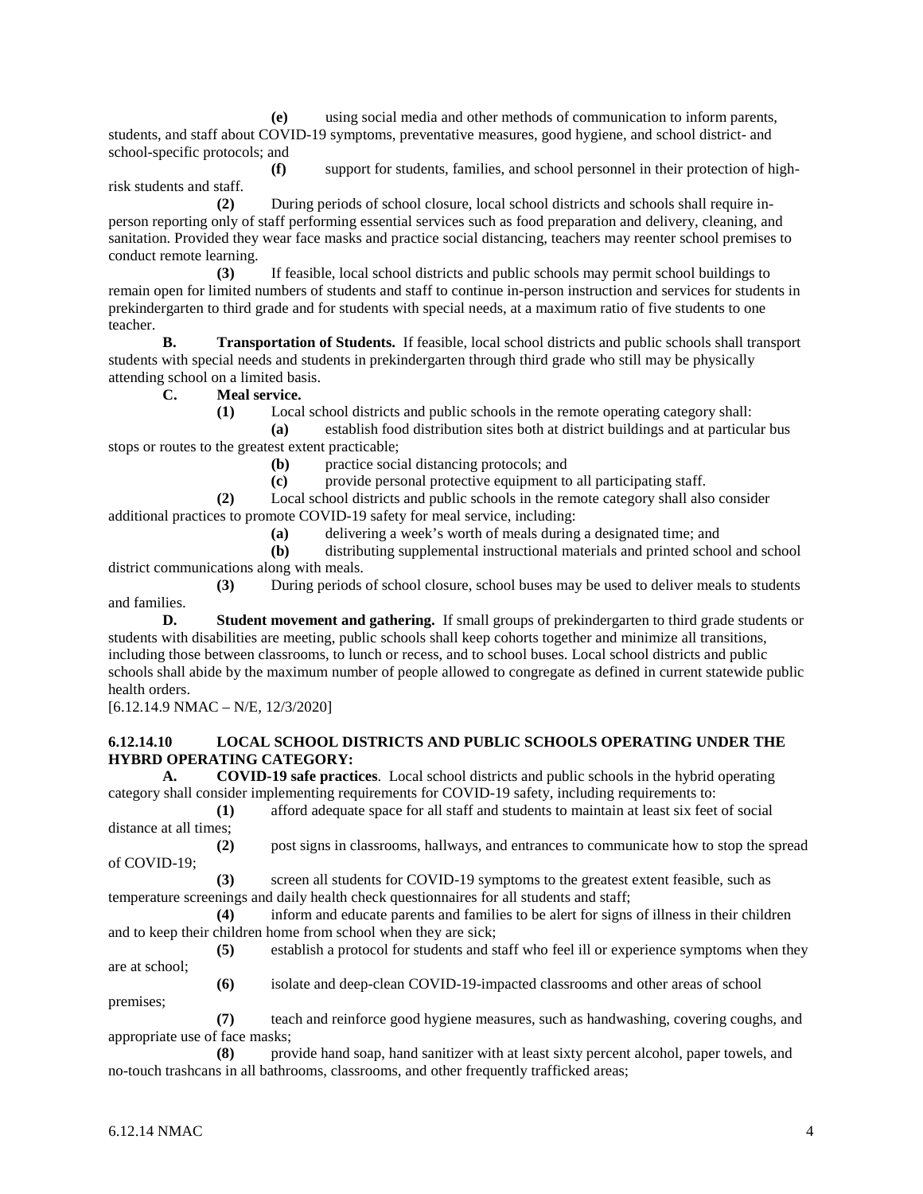**(e)** using social media and other methods of communication to inform parents, students, and staff about COVID-19 symptoms, preventative measures, good hygiene, and school district- and school-specific protocols; and

**(f)** support for students, families, and school personnel in their protection of high-risk students and staff.

**(2)** During periods of school closure, local school districts and schools shall require in-person reporting only of staff performing essential services such as food preparation and delivery, cleaning, and sanitation. Provided they wear face masks and practice social distancing, teachers may reenter school premises to conduct remote learning.

**(3)** If feasible, local school districts and public schools may permit school buildings to remain open for limited numbers of students and staff to continue in-person instruction and services for students in prekindergarten to third grade and for students with special needs, at a maximum ratio of five students to one teacher.

**B. Transportation of Students.** If feasible, local school districts and public schools shall transport students with special needs and students in prekindergarten through third grade who still may be physically attending school on a limited basis.

**C. Meal service.**

**(1)** Local school districts and public schools in the remote operating category shall:

**(a)** establish food distribution sites both at district buildings and at particular bus stops or routes to the greatest extent practicable;

**(b)** practice social distancing protocols; and

**(c)** provide personal protective equipment to all participating staff.

**(2)** Local school districts and public schools in the remote category shall also consider additional practices to promote COVID-19 safety for meal service, including:

**(a)** delivering a week's worth of meals during a designated time; and

**(b)** distributing supplemental instructional materials and printed school and school district communications along with meals.

**(3)** During periods of school closure, school buses may be used to deliver meals to students and families.

**D. Student movement and gathering.** If small groups of prekindergarten to third grade students or students with disabilities are meeting, public schools shall keep cohorts together and minimize all transitions, including those between classrooms, to lunch or recess, and to school buses. Local school districts and public schools shall abide by the maximum number of people allowed to congregate as defined in current statewide public health orders.

[6.12.14.9 NMAC – N/E, 12/3/2020]

**6.12.14.10 LOCAL SCHOOL DISTRICTS AND PUBLIC SCHOOLS OPERATING UNDER THE HYBRD OPERATING CATEGORY:**

**A. COVID-19 safe practices**. Local school districts and public schools in the hybrid operating category shall consider implementing requirements for COVID-19 safety, including requirements to:

**(1)** afford adequate space for all staff and students to maintain at least six feet of social distance at all times;

**(2)** post signs in classrooms, hallways, and entrances to communicate how to stop the spread of COVID-19;

**(3)** screen all students for COVID-19 symptoms to the greatest extent feasible, such as temperature screenings and daily health check questionnaires for all students and staff;

**(4)** inform and educate parents and families to be alert for signs of illness in their children and to keep their children home from school when they are sick;

**(5)** establish a protocol for students and staff who feel ill or experience symptoms when they are at school;

**(6)** isolate and deep-clean COVID-19-impacted classrooms and other areas of school premises;

**(7)** teach and reinforce good hygiene measures, such as handwashing, covering coughs, and appropriate use of face masks;

**(8)** provide hand soap, hand sanitizer with at least sixty percent alcohol, paper towels, and no-touch trashcans in all bathrooms, classrooms, and other frequently trafficked areas;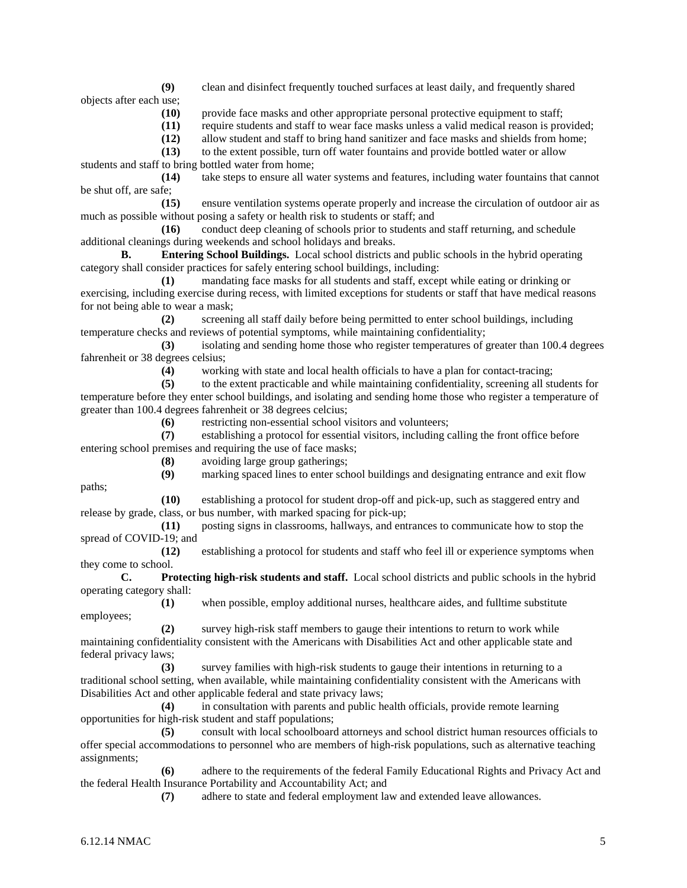**(9)** clean and disinfect frequently touched surfaces at least daily, and frequently shared objects after each use;

**(10)** provide face masks and other appropriate personal protective equipment to staff;

**(11)** require students and staff to wear face masks unless a valid medical reason is provided;

**(12)** allow student and staff to bring hand sanitizer and face masks and shields from home;

**(13)** to the extent possible, turn off water fountains and provide bottled water or allow students and staff to bring bottled water from home;

**(14)** take steps to ensure all water systems and features, including water fountains that cannot be shut off, are safe;

**(15)** ensure ventilation systems operate properly and increase the circulation of outdoor air as much as possible without posing a safety or health risk to students or staff; and

**(16)** conduct deep cleaning of schools prior to students and staff returning, and schedule additional cleanings during weekends and school holidays and breaks.

**B. Entering School Buildings.** Local school districts and public schools in the hybrid operating category shall consider practices for safely entering school buildings, including:

**(1)** mandating face masks for all students and staff, except while eating or drinking or exercising, including exercise during recess, with limited exceptions for students or staff that have medical reasons for not being able to wear a mask;

**(2)** screening all staff daily before being permitted to enter school buildings, including temperature checks and reviews of potential symptoms, while maintaining confidentiality;

**(3)** isolating and sending home those who register temperatures of greater than 100.4 degrees fahrenheit or 38 degrees celsius;

**(4)** working with state and local health officials to have a plan for contact-tracing;

**(5)** to the extent practicable and while maintaining confidentiality, screening all students for temperature before they enter school buildings, and isolating and sending home those who register a temperature of greater than 100.4 degrees fahrenheit or 38 degrees celcius;

**(6)** restricting non-essential school visitors and volunteers;

**(7)** establishing a protocol for essential visitors, including calling the front office before entering school premises and requiring the use of face masks;

**(8)** avoiding large group gatherings;

**(9)** marking spaced lines to enter school buildings and designating entrance and exit flow paths;

**(10)** establishing a protocol for student drop-off and pick-up, such as staggered entry and release by grade, class, or bus number, with marked spacing for pick-up;

**(11)** posting signs in classrooms, hallways, and entrances to communicate how to stop the spread of COVID-19; and

**(12)** establishing a protocol for students and staff who feel ill or experience symptoms when they come to school.

**C. Protecting high-risk students and staff.** Local school districts and public schools in the hybrid operating category shall:

**(1)** when possible, employ additional nurses, healthcare aides, and fulltime substitute employees;

**(2)** survey high-risk staff members to gauge their intentions to return to work while maintaining confidentiality consistent with the Americans with Disabilities Act and other applicable state and federal privacy laws;

**(3)** survey families with high-risk students to gauge their intentions in returning to a traditional school setting, when available, while maintaining confidentiality consistent with the Americans with Disabilities Act and other applicable federal and state privacy laws;

**(4)** in consultation with parents and public health officials, provide remote learning opportunities for high-risk student and staff populations;

**(5)** consult with local schoolboard attorneys and school district human resources officials to offer special accommodations to personnel who are members of high-risk populations, such as alternative teaching assignments;

**(6)** adhere to the requirements of the federal Family Educational Rights and Privacy Act and the federal Health Insurance Portability and Accountability Act; and

**(7)** adhere to state and federal employment law and extended leave allowances.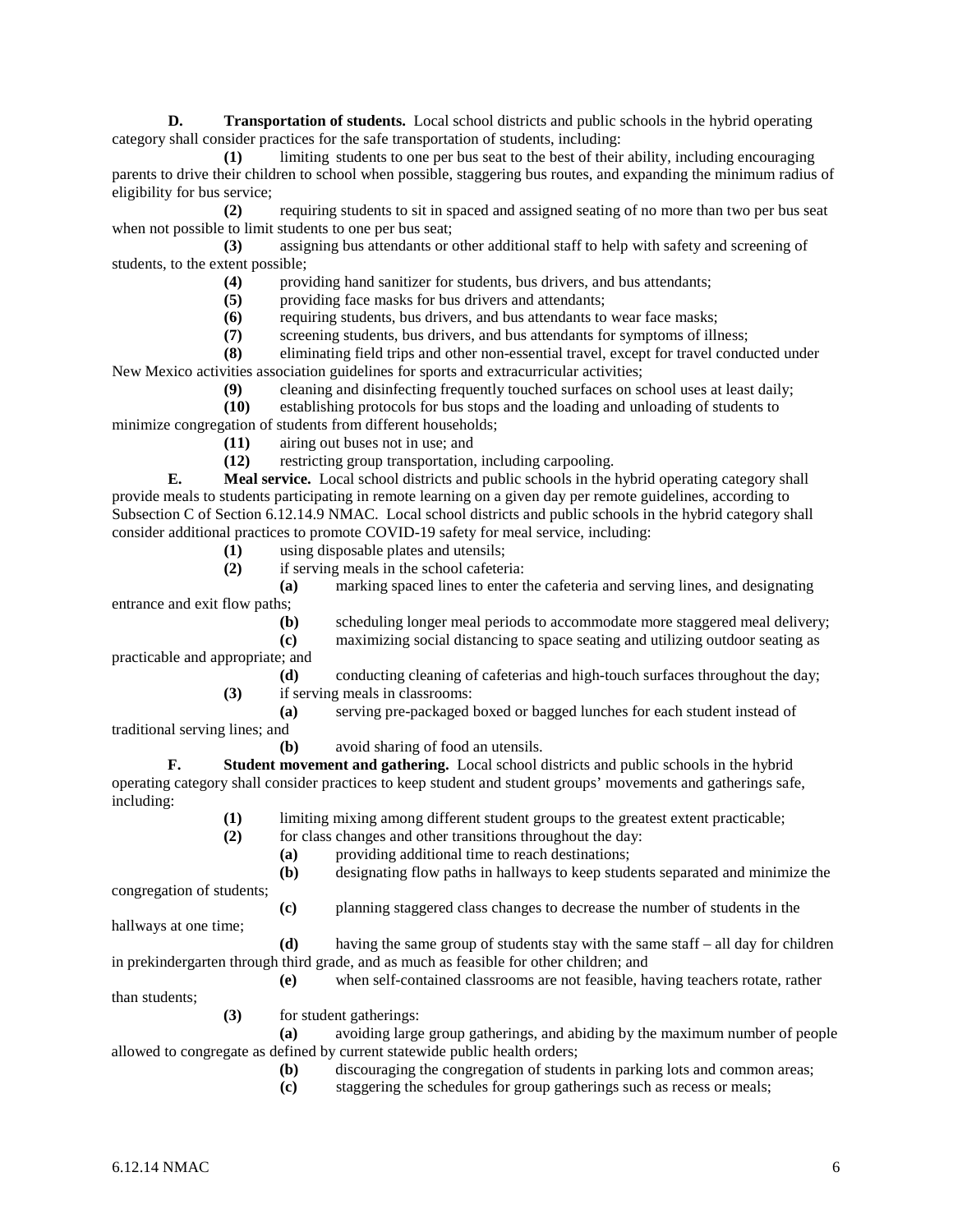**D. Transportation of students.** Local school districts and public schools in the hybrid operating category shall consider practices for the safe transportation of students, including:

**(1)** limiting students to one per bus seat to the best of their ability, including encouraging parents to drive their children to school when possible, staggering bus routes, and expanding the minimum radius of eligibility for bus service;

**(2)** requiring students to sit in spaced and assigned seating of no more than two per bus seat when not possible to limit students to one per bus seat;

**(3)** assigning bus attendants or other additional staff to help with safety and screening of students, to the extent possible;

**(4)** providing hand sanitizer for students, bus drivers, and bus attendants;

**(5)** providing face masks for bus drivers and attendants;

**(6)** requiring students, bus drivers, and bus attendants to wear face masks;

**(7)** screening students, bus drivers, and bus attendants for symptoms of illness;

**(8)** eliminating field trips and other non-essential travel, except for travel conducted under New Mexico activities association guidelines for sports and extracurricular activities;

**(9)** cleaning and disinfecting frequently touched surfaces on school uses at least daily;

**(10)** establishing protocols for bus stops and the loading and unloading of students to minimize congregation of students from different households;

**(11)** airing out buses not in use; and

**(12)** restricting group transportation, including carpooling.

**E. Meal service.** Local school districts and public schools in the hybrid operating category shall provide meals to students participating in remote learning on a given day per remote guidelines, according to Subsection C of Section 6.12.14.9 NMAC. Local school districts and public schools in the hybrid category shall consider additional practices to promote COVID-19 safety for meal service, including:

**(1)** using disposable plates and utensils;

**(2)** if serving meals in the school cafeteria:

**(a)** marking spaced lines to enter the cafeteria and serving lines, and designating entrance and exit flow paths;

**(b)** scheduling longer meal periods to accommodate more staggered meal delivery;

**(c)** maximizing social distancing to space seating and utilizing outdoor seating as practicable and appropriate; and

**(d)** conducting cleaning of cafeterias and high-touch surfaces throughout the day;

**(3)** if serving meals in classrooms:

**(a)** serving pre-packaged boxed or bagged lunches for each student instead of traditional serving lines; and

**(b)** avoid sharing of food an utensils.

**F. Student movement and gathering.** Local school districts and public schools in the hybrid operating category shall consider practices to keep student and student groups' movements and gatherings safe, including:

**(1)** limiting mixing among different student groups to the greatest extent practicable;

**(2)** for class changes and other transitions throughout the day:

**(a)** providing additional time to reach destinations;

**(b)** designating flow paths in hallways to keep students separated and minimize the congregation of students;

**(c)** planning staggered class changes to decrease the number of students in the hallways at one time;

**(d)** having the same group of students stay with the same staff – all day for children in prekindergarten through third grade, and as much as feasible for other children; and

**(e)** when self-contained classrooms are not feasible, having teachers rotate, rather than students;

**(3)** for student gatherings:

**(a)** avoiding large group gatherings, and abiding by the maximum number of people allowed to congregate as defined by current statewide public health orders;

**(b)** discouraging the congregation of students in parking lots and common areas;

**(c)** staggering the schedules for group gatherings such as recess or meals;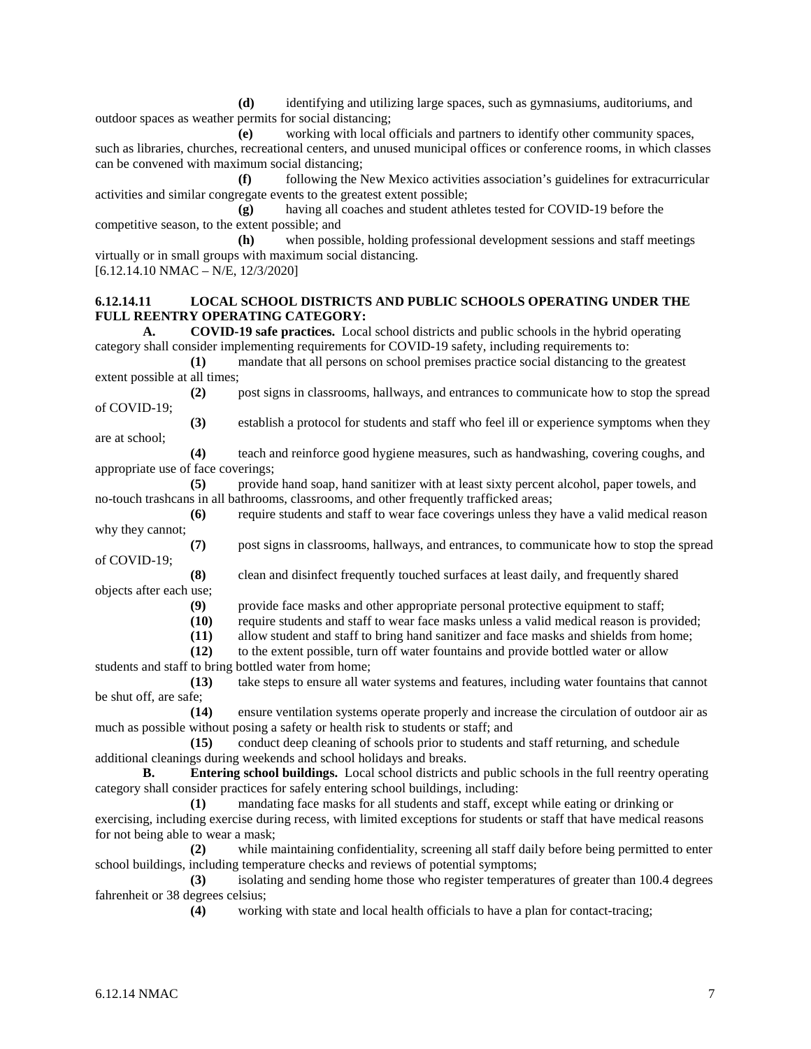**(d)** identifying and utilizing large spaces, such as gymnasiums, auditoriums, and outdoor spaces as weather permits for social distancing;

**(e)** working with local officials and partners to identify other community spaces, such as libraries, churches, recreational centers, and unused municipal offices or conference rooms, in which classes can be convened with maximum social distancing;

**(f)** following the New Mexico activities association's guidelines for extracurricular activities and similar congregate events to the greatest extent possible;

**(g)** having all coaches and student athletes tested for COVID-19 before the competitive season, to the extent possible; and

**(h)** when possible, holding professional development sessions and staff meetings virtually or in small groups with maximum social distancing.

[6.12.14.10 NMAC – N/E, 12/3/2020]

**6.12.14.11 LOCAL SCHOOL DISTRICTS AND PUBLIC SCHOOLS OPERATING UNDER THE FULL REENTRY OPERATING CATEGORY:**

**A. COVID-19 safe practices.** Local school districts and public schools in the hybrid operating category shall consider implementing requirements for COVID-19 safety, including requirements to:

**(1)** mandate that all persons on school premises practice social distancing to the greatest extent possible at all times;

**(2)** post signs in classrooms, hallways, and entrances to communicate how to stop the spread of COVID-19;

**(3)** establish a protocol for students and staff who feel ill or experience symptoms when they are at school;

**(4)** teach and reinforce good hygiene measures, such as handwashing, covering coughs, and appropriate use of face coverings;

**(5)** provide hand soap, hand sanitizer with at least sixty percent alcohol, paper towels, and no-touch trashcans in all bathrooms, classrooms, and other frequently trafficked areas;

**(6)** require students and staff to wear face coverings unless they have a valid medical reason why they cannot;

**(7)** post signs in classrooms, hallways, and entrances, to communicate how to stop the spread of COVID-19;

**(8)** clean and disinfect frequently touched surfaces at least daily, and frequently shared objects after each use;

**(9)** provide face masks and other appropriate personal protective equipment to staff;

**(10)** require students and staff to wear face masks unless a valid medical reason is provided;

**(11)** allow student and staff to bring hand sanitizer and face masks and shields from home;

**(12)** to the extent possible, turn off water fountains and provide bottled water or allow students and staff to bring bottled water from home;

**(13)** take steps to ensure all water systems and features, including water fountains that cannot be shut off, are safe;

**(14)** ensure ventilation systems operate properly and increase the circulation of outdoor air as much as possible without posing a safety or health risk to students or staff; and

**(15)** conduct deep cleaning of schools prior to students and staff returning, and schedule additional cleanings during weekends and school holidays and breaks.

**B. Entering school buildings.** Local school districts and public schools in the full reentry operating category shall consider practices for safely entering school buildings, including:

**(1)** mandating face masks for all students and staff, except while eating or drinking or exercising, including exercise during recess, with limited exceptions for students or staff that have medical reasons for not being able to wear a mask;

**(2)** while maintaining confidentiality, screening all staff daily before being permitted to enter school buildings, including temperature checks and reviews of potential symptoms;

**(3)** isolating and sending home those who register temperatures of greater than 100.4 degrees fahrenheit or 38 degrees celsius;

**(4)** working with state and local health officials to have a plan for contact-tracing;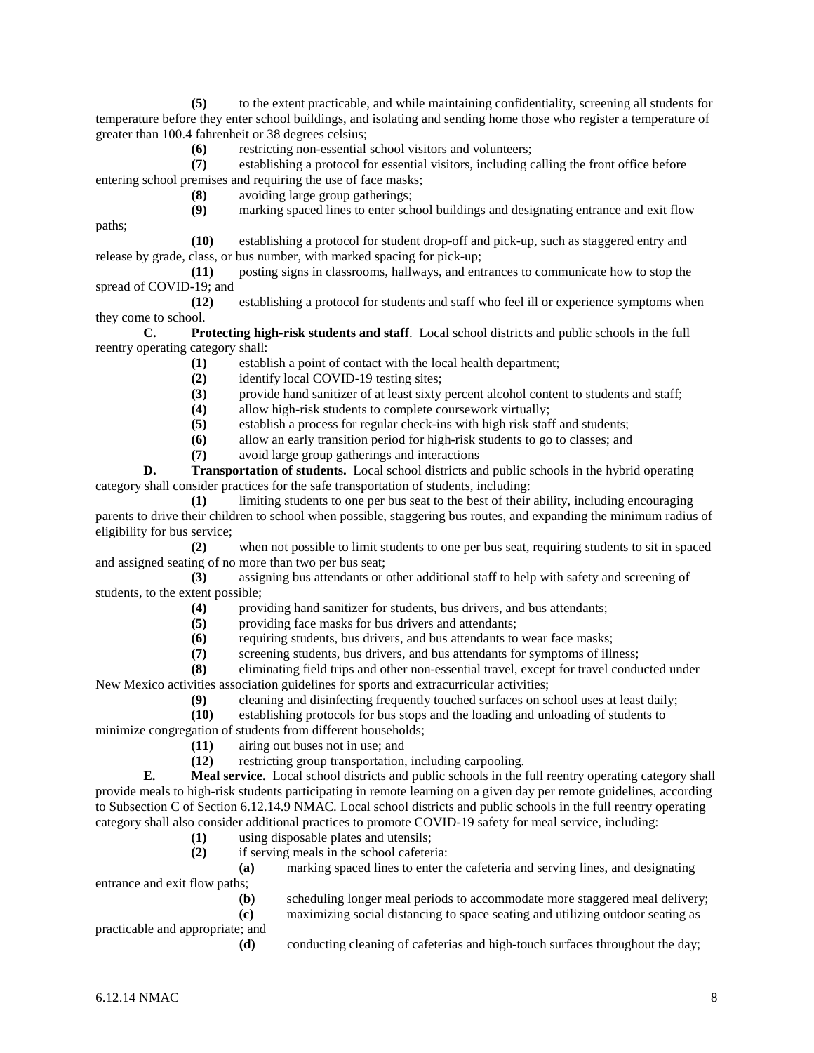**(5)** to the extent practicable, and while maintaining confidentiality, screening all students for temperature before they enter school buildings, and isolating and sending home those who register a temperature of greater than 100.4 fahrenheit or 38 degrees celsius;

**(6)** restricting non-essential school visitors and volunteers;

**(7)** establishing a protocol for essential visitors, including calling the front office before entering school premises and requiring the use of face masks;

**(8)** avoiding large group gatherings;

**(9)** marking spaced lines to enter school buildings and designating entrance and exit flow paths;

**(10)** establishing a protocol for student drop-off and pick-up, such as staggered entry and release by grade, class, or bus number, with marked spacing for pick-up;

**(11)** posting signs in classrooms, hallways, and entrances to communicate how to stop the spread of COVID-19; and

**(12)** establishing a protocol for students and staff who feel ill or experience symptoms when they come to school.

**C. Protecting high-risk students and staff**. Local school districts and public schools in the full reentry operating category shall:

**(1)** establish a point of contact with the local health department;

**(2)** identify local COVID-19 testing sites;

**(3)** provide hand sanitizer of at least sixty percent alcohol content to students and staff;

**(4)** allow high-risk students to complete coursework virtually;

**(5)** establish a process for regular check-ins with high risk staff and students;

**(6)** allow an early transition period for high-risk students to go to classes; and

**(7)** avoid large group gatherings and interactions

**D. Transportation of students.** Local school districts and public schools in the hybrid operating category shall consider practices for the safe transportation of students, including:

**(1)** limiting students to one per bus seat to the best of their ability, including encouraging parents to drive their children to school when possible, staggering bus routes, and expanding the minimum radius of eligibility for bus service;

**(2)** when not possible to limit students to one per bus seat, requiring students to sit in spaced and assigned seating of no more than two per bus seat;

**(3)** assigning bus attendants or other additional staff to help with safety and screening of students, to the extent possible;

**(4)** providing hand sanitizer for students, bus drivers, and bus attendants;

**(5)** providing face masks for bus drivers and attendants;

**(6)** requiring students, bus drivers, and bus attendants to wear face masks;

**(7)** screening students, bus drivers, and bus attendants for symptoms of illness;

**(8)** eliminating field trips and other non-essential travel, except for travel conducted under New Mexico activities association guidelines for sports and extracurricular activities;

**(9)** cleaning and disinfecting frequently touched surfaces on school uses at least daily;

**(10)** establishing protocols for bus stops and the loading and unloading of students to minimize congregation of students from different households;

**(11)** airing out buses not in use; and

**(12)** restricting group transportation, including carpooling.

**E. Meal service.** Local school districts and public schools in the full reentry operating category shall provide meals to high-risk students participating in remote learning on a given day per remote guidelines, according to Subsection C of Section 6.12.14.9 NMAC. Local school districts and public schools in the full reentry operating category shall also consider additional practices to promote COVID-19 safety for meal service, including:

**(1)** using disposable plates and utensils;

**(2)** if serving meals in the school cafeteria:

**(a)** marking spaced lines to enter the cafeteria and serving lines, and designating entrance and exit flow paths;

**(b)** scheduling longer meal periods to accommodate more staggered meal delivery;

**(c)** maximizing social distancing to space seating and utilizing outdoor seating as practicable and appropriate; and

**(d)** conducting cleaning of cafeterias and high-touch surfaces throughout the day;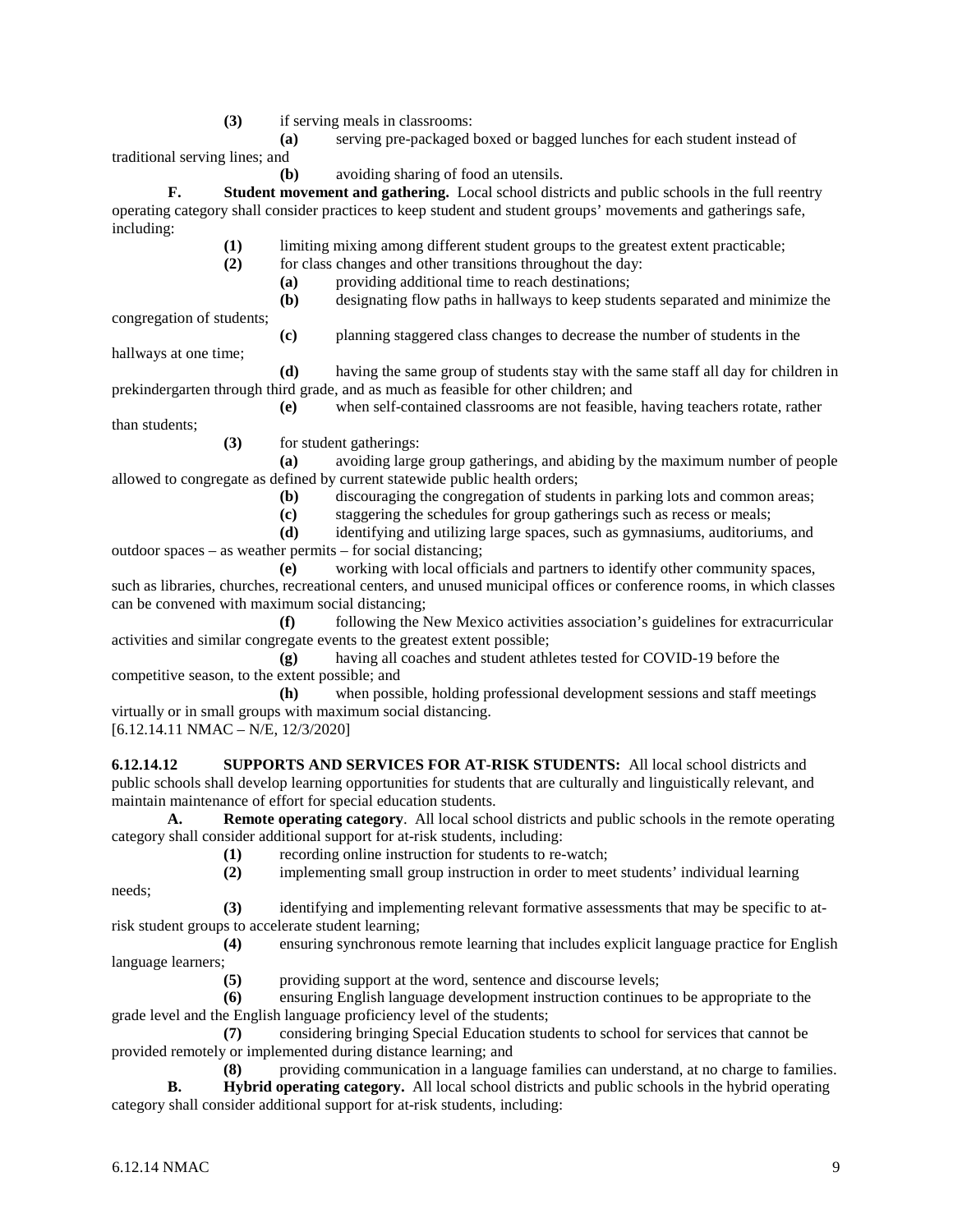**(3)** if serving meals in classrooms:

**(a)** serving pre-packaged boxed or bagged lunches for each student instead of traditional serving lines; and

**(b)** avoiding sharing of food an utensils.

**F. Student movement and gathering.** Local school districts and public schools in the full reentry operating category shall consider practices to keep student and student groups' movements and gatherings safe, including:

**(1)** limiting mixing among different student groups to the greatest extent practicable;

**(2)** for class changes and other transitions throughout the day:

**(a)** providing additional time to reach destinations;

**(b)** designating flow paths in hallways to keep students separated and minimize the congregation of students;

**(c)** planning staggered class changes to decrease the number of students in the hallways at one time;

**(d)** having the same group of students stay with the same staff all day for children in prekindergarten through third grade, and as much as feasible for other children; and

**(e)** when self-contained classrooms are not feasible, having teachers rotate, rather than students;

**(3)** for student gatherings:

**(a)** avoiding large group gatherings, and abiding by the maximum number of people allowed to congregate as defined by current statewide public health orders;

**(b)** discouraging the congregation of students in parking lots and common areas;

**(c)** staggering the schedules for group gatherings such as recess or meals;

**(d)** identifying and utilizing large spaces, such as gymnasiums, auditoriums, and outdoor spaces – as weather permits – for social distancing;

**(e)** working with local officials and partners to identify other community spaces, such as libraries, churches, recreational centers, and unused municipal offices or conference rooms, in which classes can be convened with maximum social distancing;

**(f)** following the New Mexico activities association's guidelines for extracurricular activities and similar congregate events to the greatest extent possible;

**(g)** having all coaches and student athletes tested for COVID-19 before the competitive season, to the extent possible; and

**(h)** when possible, holding professional development sessions and staff meetings virtually or in small groups with maximum social distancing.

[6.12.14.11 NMAC – N/E, 12/3/2020]

**6.12.14.12 SUPPORTS AND SERVICES FOR AT-RISK STUDENTS:** All local school districts and public schools shall develop learning opportunities for students that are culturally and linguistically relevant, and maintain maintenance of effort for special education students.

**A. Remote operating category**. All local school districts and public schools in the remote operating category shall consider additional support for at-risk students, including:

**(1)** recording online instruction for students to re-watch;

**(2)** implementing small group instruction in order to meet students' individual learning needs;

**(3)** identifying and implementing relevant formative assessments that may be specific to at-risk student groups to accelerate student learning;

**(4)** ensuring synchronous remote learning that includes explicit language practice for English language learners;

**(5)** providing support at the word, sentence and discourse levels;

**(6)** ensuring English language development instruction continues to be appropriate to the grade level and the English language proficiency level of the students;

**(7)** considering bringing Special Education students to school for services that cannot be provided remotely or implemented during distance learning; and

**(8)** providing communication in a language families can understand, at no charge to families.

**B. Hybrid operating category.** All local school districts and public schools in the hybrid operating category shall consider additional support for at-risk students, including: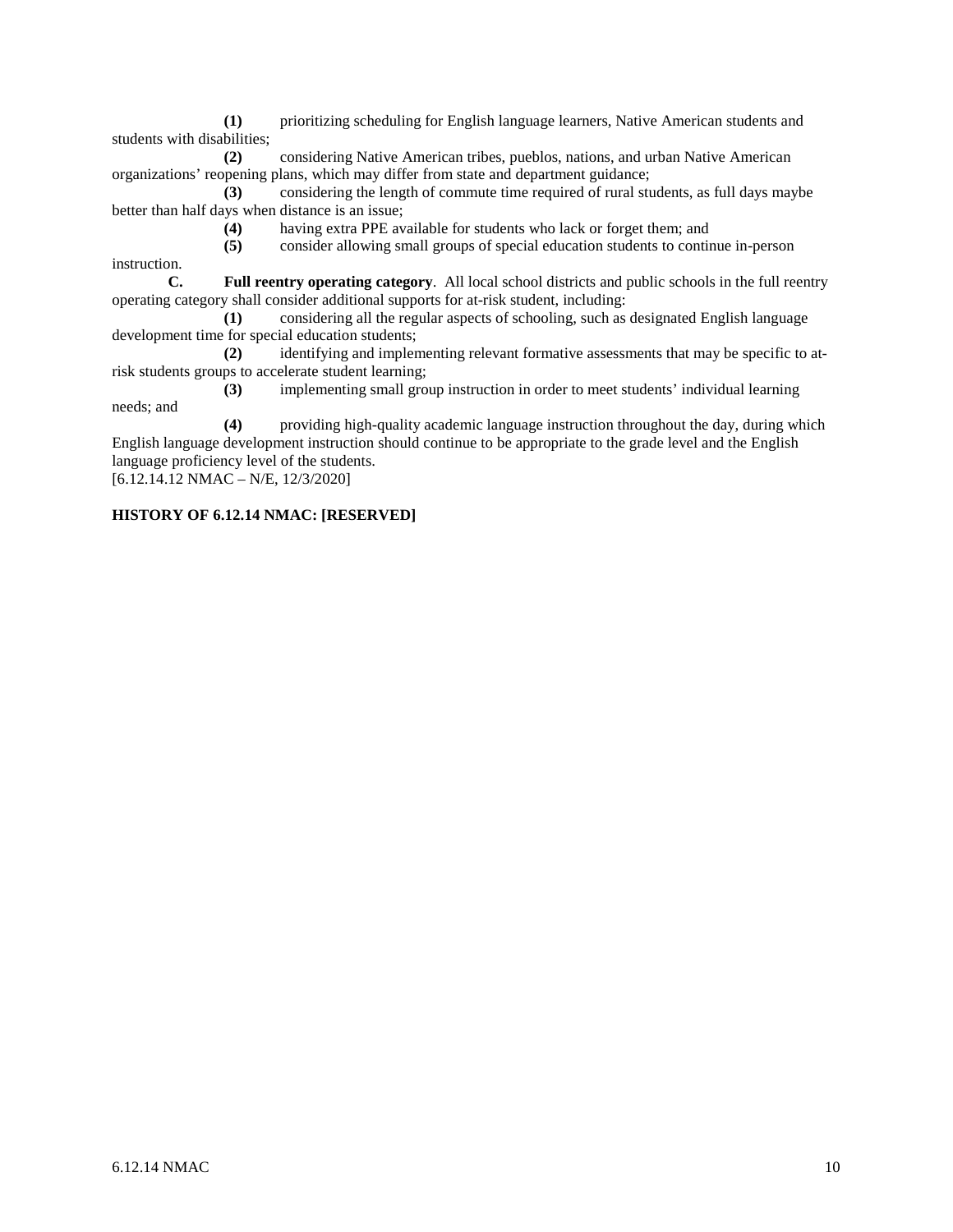**(1)** prioritizing scheduling for English language learners, Native American students and students with disabilities;

**(2)** considering Native American tribes, pueblos, nations, and urban Native American organizations' reopening plans, which may differ from state and department guidance;

**(3)** considering the length of commute time required of rural students, as full days maybe better than half days when distance is an issue;

**(4)** having extra PPE available for students who lack or forget them; and

**(5)** consider allowing small groups of special education students to continue in-person instruction.

**C. Full reentry operating category**. All local school districts and public schools in the full reentry operating category shall consider additional supports for at-risk student, including:

**(1)** considering all the regular aspects of schooling, such as designated English language development time for special education students;

**(2)** identifying and implementing relevant formative assessments that may be specific to at-risk students groups to accelerate student learning;

**(3)** implementing small group instruction in order to meet students' individual learning needs; and

**(4)** providing high-quality academic language instruction throughout the day, during which English language development instruction should continue to be appropriate to the grade level and the English language proficiency level of the students.

[6.12.14.12 NMAC – N/E, 12/3/2020]

**HISTORY OF 6.12.14 NMAC: [RESERVED]**